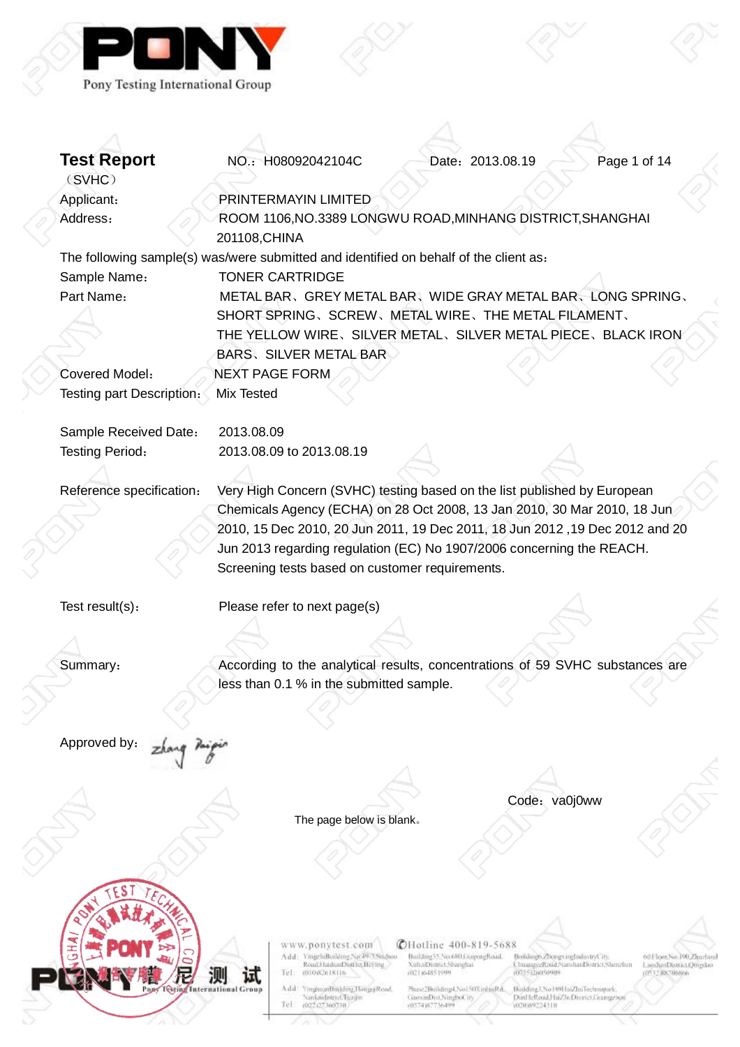# Test Report

（SVHC）

NO.：H08092042104C　　Date：2013.08.19

Applicant： PRINTERMAYIN LIMITED

Address： ROOM 1106,NO.3389 LONGWU ROAD,MINHANG DISTRICT,SHANGHAI 201108,CHINA

The following sample(s) was/were submitted and identified on behalf of the client as：

Sample Name： TONER CARTRIDGE

Part Name： METAL BAR、GREY METAL BAR、WIDE GRAY METAL BAR、LONG SPRING、SHORT SPRING、SCREW、METAL WIRE、THE METAL FILAMENT、THE YELLOW WIRE、SILVER METAL、SILVER METAL PIECE、BLACK IRON BARS、SILVER METAL BAR

Covered Model： NEXT PAGE FORM

Testing part Description： Mix Tested

Sample Received Date： 2013.08.09

Testing Period： 2013.08.09 to 2013.08.19

Reference specification： Very High Concern (SVHC) testing based on the list published by European Chemicals Agency (ECHA) on 28 Oct 2008, 13 Jan 2010, 30 Mar 2010, 18 Jun 2010, 15 Dec 2010, 20 Jun 2011, 19 Dec 2011, 18 Jun 2012 ,19 Dec 2012 and 20 Jun 2013 regarding regulation (EC) No 1907/2006 concerning the REACH. Screening tests based on customer requirements.

Test result(s)： Please refer to next page(s)

Summary： According to the analytical results, concentrations of 59 SVHC substances are less than 0.1 % in the submitted sample.

Approved by： zhang Ruiqin

Code：va0j0ww

The page below is blank。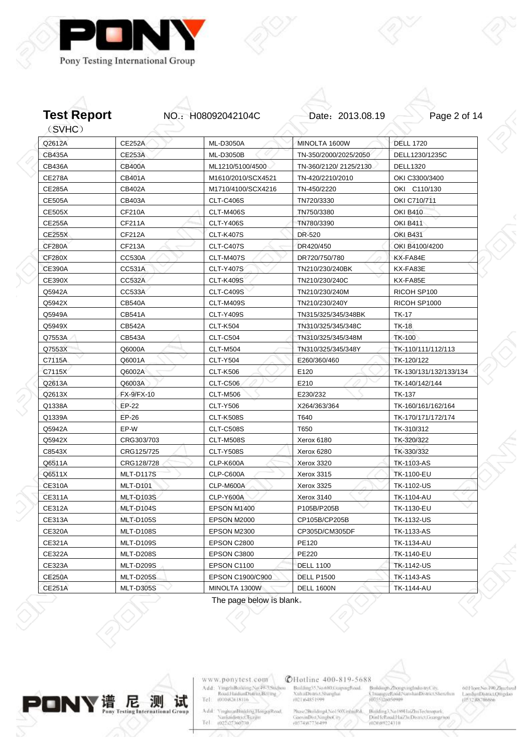**Test Report** NO.：H08092042104C Date：2013.08.19

（SVHC）

| | | | | |
|---|---|---|---|---|
| Q2612A | CE252A | ML-D3050A | MINOLTA 1600W | DELL 1720 |
| CB435A | CE253A | ML-D3050B | TN-350/2000/2025/2050 | DELL1230/1235C |
| CB436A | CB400A | ML1210/5100/4500 | TN-360/2120/ 2125/2130 | DELL1320 |
| CE278A | CB401A | M1610/2010/SCX4521 | TN-420/2210/2010 | OKI C3300/3400 |
| CE285A | CB402A | M1710/4100/SCX4216 | TN-450/2220 | OKI C110/130 |
| CE505A | CB403A | CLT-C406S | TN720/3330 | OKI C710/711 |
| CE505X | CF210A | CLT-M406S | TN750/3380 | OKI B410 |
| CE255A | CF211A | CLT-Y406S | TN780/3390 | OKI B411 |
| CE255X | CF212A | CLT-K407S | DR-520 | OKI B431 |
| CF280A | CF213A | CLT-C407S | DR420/450 | OKI B4100/4200 |
| CF280X | CC530A | CLT-M407S | DR720/750/780 | KX-FA84E |
| CE390A | CC531A | CLT-Y407S | TN210/230/240BK | KX-FA83E |
| CE390X | CC532A | CLT-K409S | TN210/230/240C | KX-FA85E |
| Q5942A | CC533A | CLT-C409S | TN210/230/240M | RICOH SP100 |
| Q5942X | CB540A | CLT-M409S | TN210/230/240Y | RICOH SP1000 |
| Q5949A | CB541A | CLT-Y409S | TN315/325/345/348BK | TK-17 |
| Q5949X | CB542A | CLT-K504 | TN310/325/345/348C | TK-18 |
| Q7553A | CB543A | CLT-C504 | TN310/325/345/348M | TK-100 |
| Q7553X | Q6000A | CLT-M504 | TN310/325/345/348Y | TK-110/111/112/113 |
| C7115A | Q6001A | CLT-Y504 | E260/360/460 | TK-120/122 |
| C7115X | Q6002A | CLT-K506 | E120 | TK-130/131/132/133/134 |
| Q2613A | Q6003A | CLT-C506 | E210 | TK-140/142/144 |
| Q2613X | FX-9/FX-10 | CLT-M506 | E230/232 | TK-137 |
| Q1338A | EP-22 | CLT-Y506 | X264/363/364 | TK-160/161/162/164 |
| Q1339A | EP-26 | CLT-K508S | T640 | TK-170/171/172/174 |
| Q5942A | EP-W | CLT-C508S | T650 | TK-310/312 |
| Q5942X | CRG303/703 | CLT-M508S | Xerox 6180 | TK-320/322 |
| C8543X | CRG125/725 | CLT-Y508S | Xerox 6280 | TK-330/332 |
| Q6511A | CRG128/728 | CLP-K600A | Xerox 3320 | TK-1103-AS |
| Q6511X | MLT-D117S | CLP-C600A | Xerox 3315 | TK-1100-EU |
| CE310A | MLT-D101 | CLP-M600A | Xerox 3325 | TK-1102-US |
| CE311A | MLT-D103S | CLP-Y600A | Xerox 3140 | TK-1104-AU |
| CE312A | MLT-D104S | EPSON M1400 | P105B/P205B | TK-1130-EU |
| CE313A | MLT-D105S | EPSON M2000 | CP105B/CP205B | TK-1132-US |
| CE320A | MLT-D108S | EPSON M2300 | CP305D/CM305DF | TK-1133-AS |
| CE321A | MLT-D109S | EPSON C2800 | PE120 | TK-1134-AU |
| CE322A | MLT-D208S | EPSON C3800 | PE220 | TK-1140-EU |
| CE323A | MLT-D209S | EPSON C1100 | DELL 1100 | TK-1142-US |
| CE250A | MLT-D205S | EPSON C1900/C900 | DELL P1500 | TK-1143-AS |
| CE251A | MLT-D305S | MINOLTA 1300W | DELL 1600N | TK-1144-AU |

The page below is blank。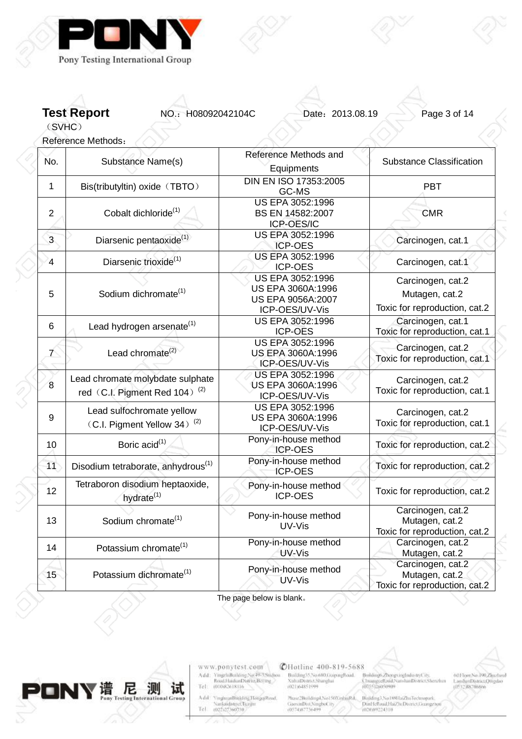**Test Report** NO.：H08092042104C Date：2013.08.19

（SVHC）

Reference Methods：

| No. | Substance Name(s) | Reference Methods and Equipments | Substance Classification |
|---|---|---|---|
| 1 | Bis(tributyltin) oxide（TBTO） | DIN EN ISO 17353:2005<br>GC-MS | PBT |
| 2 | Cobalt dichloride(1) | US EPA 3052:1996<br>BS EN 14582:2007<br>ICP-OES/IC | CMR |
| 3 | Diarsenic pentaoxide(1) | US EPA 3052:1996<br>ICP-OES | Carcinogen, cat.1 |
| 4 | Diarsenic trioxide(1) | US EPA 3052:1996<br>ICP-OES | Carcinogen, cat.1 |
| 5 | Sodium dichromate(1) | US EPA 3052:1996<br>US EPA 3060A:1996<br>US EPA 9056A:2007<br>ICP-OES/UV-Vis | Carcinogen, cat.2<br>Mutagen, cat.2<br>Toxic for reproduction, cat.2 |
| 6 | Lead hydrogen arsenate(1) | US EPA 3052:1996<br>ICP-OES | Carcinogen, cat.1<br>Toxic for reproduction, cat.1 |
| 7 | Lead chromate(2) | US EPA 3052:1996<br>US EPA 3060A:1996<br>ICP-OES/UV-Vis | Carcinogen, cat.2<br>Toxic for reproduction, cat.1 |
| 8 | Lead chromate molybdate sulphate red（C.I. Pigment Red 104）(2) | US EPA 3052:1996<br>US EPA 3060A:1996<br>ICP-OES/UV-Vis | Carcinogen, cat.2<br>Toxic for reproduction, cat.1 |
| 9 | Lead sulfochromate yellow（C.I. Pigment Yellow 34）(2) | US EPA 3052:1996<br>US EPA 3060A:1996<br>ICP-OES/UV-Vis | Carcinogen, cat.2<br>Toxic for reproduction, cat.1 |
| 10 | Boric acid(1) | Pony-in-house method<br>ICP-OES | Toxic for reproduction, cat.2 |
| 11 | Disodium tetraborate, anhydrous(1) | Pony-in-house method<br>ICP-OES | Toxic for reproduction, cat.2 |
| 12 | Tetraboron disodium heptaoxide, hydrate(1) | Pony-in-house method<br>ICP-OES | Toxic for reproduction, cat.2 |
| 13 | Sodium chromate(1) | Pony-in-house method<br>UV-Vis | Carcinogen, cat.2<br>Mutagen, cat.2<br>Toxic for reproduction, cat.2 |
| 14 | Potassium chromate(1) | Pony-in-house method<br>UV-Vis | Carcinogen, cat.2<br>Mutagen, cat.2 |
| 15 | Potassium dichromate(1) | Pony-in-house method<br>UV-Vis | Carcinogen, cat.2<br>Mutagen, cat.2<br>Toxic for reproduction, cat.2 |

The page below is blank。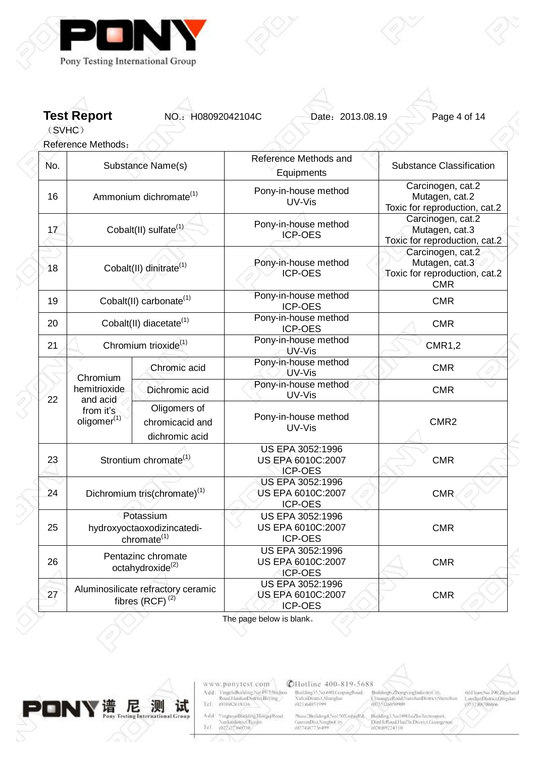**Test Report** NO.：H08092042104C Date：2013.08.19

（SVHC）

Reference Methods：

| No. | Substance Name(s) | | Reference Methods and Equipments | Substance Classification |
|---|---|---|---|---|
| 16 | Ammonium dichromate[1] | | Pony-in-house method UV-Vis | Carcinogen, cat.2 Mutagen, cat.2 Toxic for reproduction, cat.2 |
| 17 | Cobalt(II) sulfate[1] | | Pony-in-house method ICP-OES | Carcinogen, cat.2 Mutagen, cat.3 Toxic for reproduction, cat.2 |
| 18 | Cobalt(II) dinitrate[1] | | Pony-in-house method ICP-OES | Carcinogen, cat.2 Mutagen, cat.3 Toxic for reproduction, cat.2 CMR |
| 19 | Cobalt(II) carbonate[1] | | Pony-in-house method ICP-OES | CMR |
| 20 | Cobalt(II) diacetate[1] | | Pony-in-house method ICP-OES | CMR |
| 21 | Chromium trioxide[1] | | Pony-in-house method UV-Vis | CMR1,2 |
| 22 | Chromium hemitrioxide and acid from it's oligomer[1] | Chromic acid | Pony-in-house method UV-Vis | CMR |
| | | Dichromic acid | Pony-in-house method UV-Vis | CMR |
| | | Oligomers of chromicacid and dichromic acid | Pony-in-house method UV-Vis | CMR2 |
| 23 | Strontium chromate[1] | | US EPA 3052:1996 US EPA 6010C:2007 ICP-OES | CMR |
| 24 | Dichromium tris(chromate)[1] | | US EPA 3052:1996 US EPA 6010C:2007 ICP-OES | CMR |
| 25 | Potassium hydroxyoctaoxodizincatedi-chromate[1] | | US EPA 3052:1996 US EPA 6010C:2007 ICP-OES | CMR |
| 26 | Pentazinc chromate octahydroxide[2] | | US EPA 3052:1996 US EPA 6010C:2007 ICP-OES | CMR |
| 27 | Aluminosilicate refractory ceramic fibres (RCF) [2] | | US EPA 3052:1996 US EPA 6010C:2007 ICP-OES | CMR |

The page below is blank。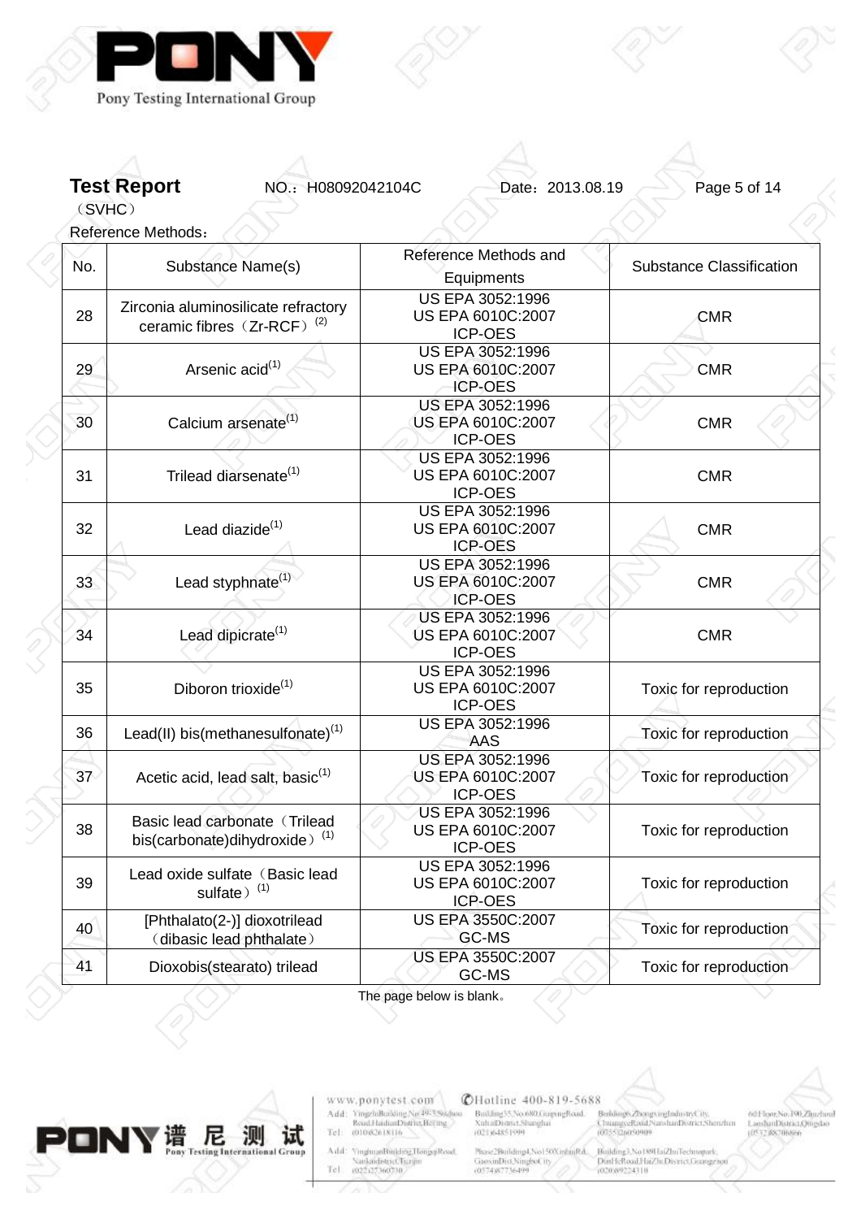**Test Report** NO.：H08092042104C Date：2013.08.19

（SVHC）

Reference Methods：

| No. | Substance Name(s) | Reference Methods and Equipments | Substance Classification |
|---|---|---|---|
| 28 | Zirconia aluminosilicate refractory ceramic fibres（Zr-RCF）[2] | US EPA 3052:1996<br>US EPA 6010C:2007<br>ICP-OES | CMR |
| 29 | Arsenic acid[1] | US EPA 3052:1996<br>US EPA 6010C:2007<br>ICP-OES | CMR |
| 30 | Calcium arsenate[1] | US EPA 3052:1996<br>US EPA 6010C:2007<br>ICP-OES | CMR |
| 31 | Trilead diarsenate[1] | US EPA 3052:1996<br>US EPA 6010C:2007<br>ICP-OES | CMR |
| 32 | Lead diazide[1] | US EPA 3052:1996<br>US EPA 6010C:2007<br>ICP-OES | CMR |
| 33 | Lead styphnate[1] | US EPA 3052:1996<br>US EPA 6010C:2007<br>ICP-OES | CMR |
| 34 | Lead dipicrate[1] | US EPA 3052:1996<br>US EPA 6010C:2007<br>ICP-OES | CMR |
| 35 | Diboron trioxide[1] | US EPA 3052:1996<br>US EPA 6010C:2007<br>ICP-OES | Toxic for reproduction |
| 36 | Lead(II) bis(methanesulfonate)[1] | US EPA 3052:1996<br>AAS | Toxic for reproduction |
| 37 | Acetic acid, lead salt, basic[1] | US EPA 3052:1996<br>US EPA 6010C:2007<br>ICP-OES | Toxic for reproduction |
| 38 | Basic lead carbonate（Trilead bis(carbonate)dihydroxide）[1] | US EPA 3052:1996<br>US EPA 6010C:2007<br>ICP-OES | Toxic for reproduction |
| 39 | Lead oxide sulfate（Basic lead sulfate）[1] | US EPA 3052:1996<br>US EPA 6010C:2007<br>ICP-OES | Toxic for reproduction |
| 40 | [Phthalato(2-)] dioxotrilead（dibasic lead phthalate） | US EPA 3550C:2007<br>GC-MS | Toxic for reproduction |
| 41 | Dioxobis(stearato) trilead | US EPA 3550C:2007<br>GC-MS | Toxic for reproduction |

The page below is blank。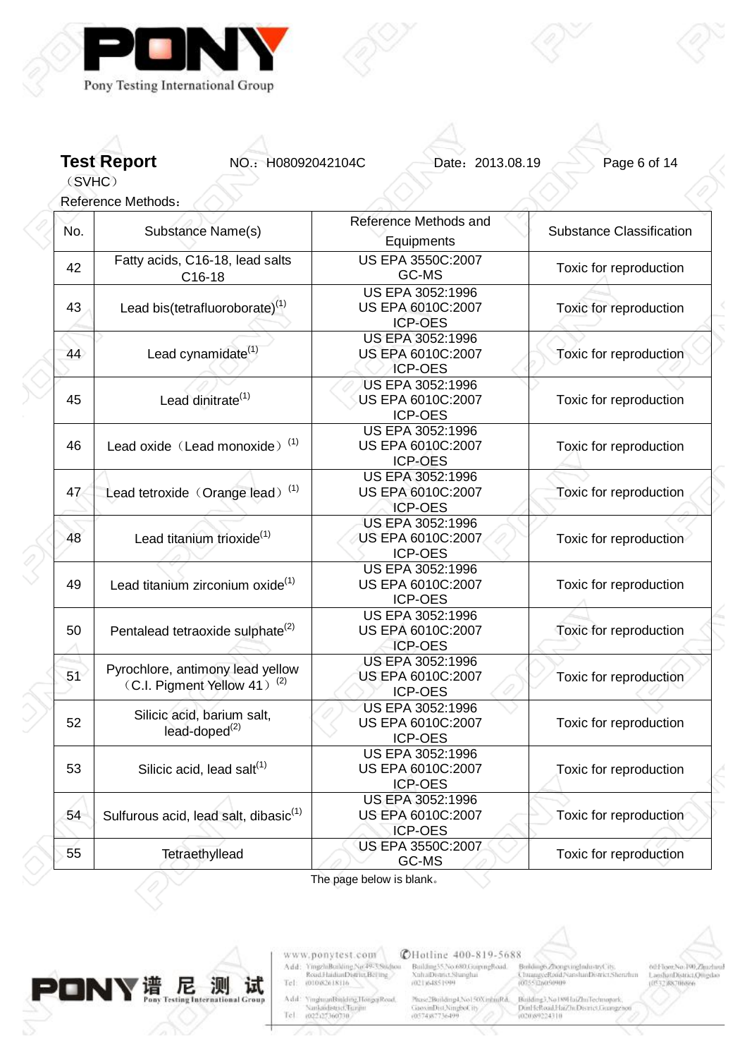**Test Report** NO.：H08092042104C Date：2013.08.19

（SVHC）

Reference Methods：

| No. | Substance Name(s) | Reference Methods and Equipments | Substance Classification |
|---|---|---|---|
| 42 | Fatty acids, C16-18, lead salts C16-18 | US EPA 3550C:2007<br>GC-MS | Toxic for reproduction |
| 43 | Lead bis(tetrafluoroborate)(1) | US EPA 3052:1996<br>US EPA 6010C:2007<br>ICP-OES | Toxic for reproduction |
| 44 | Lead cynamidate(1) | US EPA 3052:1996<br>US EPA 6010C:2007<br>ICP-OES | Toxic for reproduction |
| 45 | Lead dinitrate(1) | US EPA 3052:1996<br>US EPA 6010C:2007<br>ICP-OES | Toxic for reproduction |
| 46 | Lead oxide（Lead monoxide）(1) | US EPA 3052:1996<br>US EPA 6010C:2007<br>ICP-OES | Toxic for reproduction |
| 47 | Lead tetroxide（Orange lead）(1) | US EPA 3052:1996<br>US EPA 6010C:2007<br>ICP-OES | Toxic for reproduction |
| 48 | Lead titanium trioxide(1) | US EPA 3052:1996<br>US EPA 6010C:2007<br>ICP-OES | Toxic for reproduction |
| 49 | Lead titanium zirconium oxide(1) | US EPA 3052:1996<br>US EPA 6010C:2007<br>ICP-OES | Toxic for reproduction |
| 50 | Pentalead tetraoxide sulphate(2) | US EPA 3052:1996<br>US EPA 6010C:2007<br>ICP-OES | Toxic for reproduction |
| 51 | Pyrochlore, antimony lead yellow（C.I. Pigment Yellow 41）(2) | US EPA 3052:1996<br>US EPA 6010C:2007<br>ICP-OES | Toxic for reproduction |
| 52 | Silicic acid, barium salt, lead-doped(2) | US EPA 3052:1996<br>US EPA 6010C:2007<br>ICP-OES | Toxic for reproduction |
| 53 | Silicic acid, lead salt(1) | US EPA 3052:1996<br>US EPA 6010C:2007<br>ICP-OES | Toxic for reproduction |
| 54 | Sulfurous acid, lead salt, dibasic(1) | US EPA 3052:1996<br>US EPA 6010C:2007<br>ICP-OES | Toxic for reproduction |
| 55 | Tetraethyllead | US EPA 3550C:2007<br>GC-MS | Toxic for reproduction |

The page below is blank。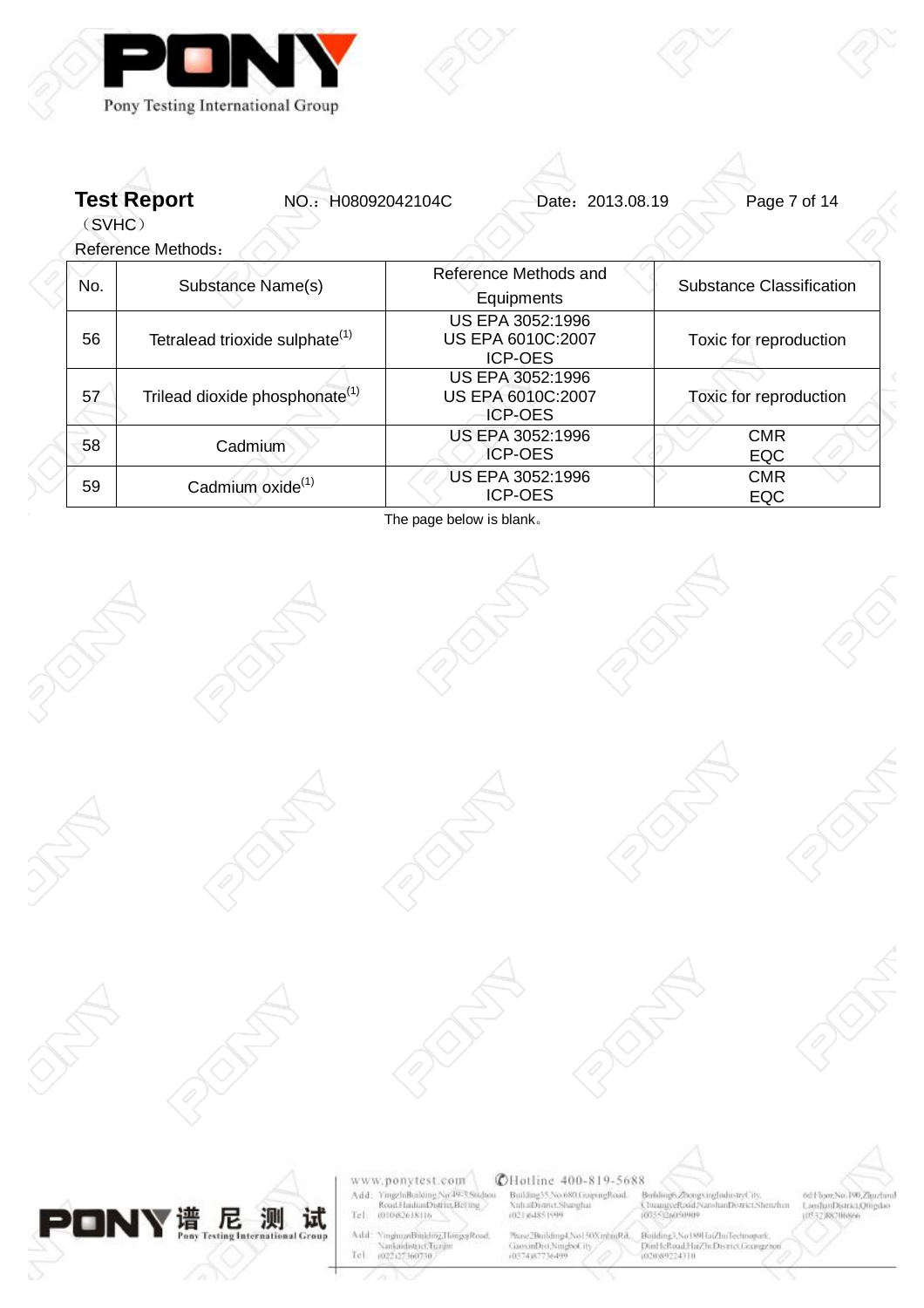**Test Report** NO.：H08092042104C Date：2013.08.19

（SVHC）

Reference Methods：

| No. | Substance Name(s) | Reference Methods and Equipments | Substance Classification |
|---|---|---|---|
| 56 | Tetralead trioxide sulphate[1] | US EPA 3052:1996<br>US EPA 6010C:2007<br>ICP-OES | Toxic for reproduction |
| 57 | Trilead dioxide phosphonate[1] | US EPA 3052:1996<br>US EPA 6010C:2007<br>ICP-OES | Toxic for reproduction |
| 58 | Cadmium | US EPA 3052:1996<br>ICP-OES | CMR<br>EQC |
| 59 | Cadmium oxide[1] | US EPA 3052:1996<br>ICP-OES | CMR<br>EQC |

The page below is blank。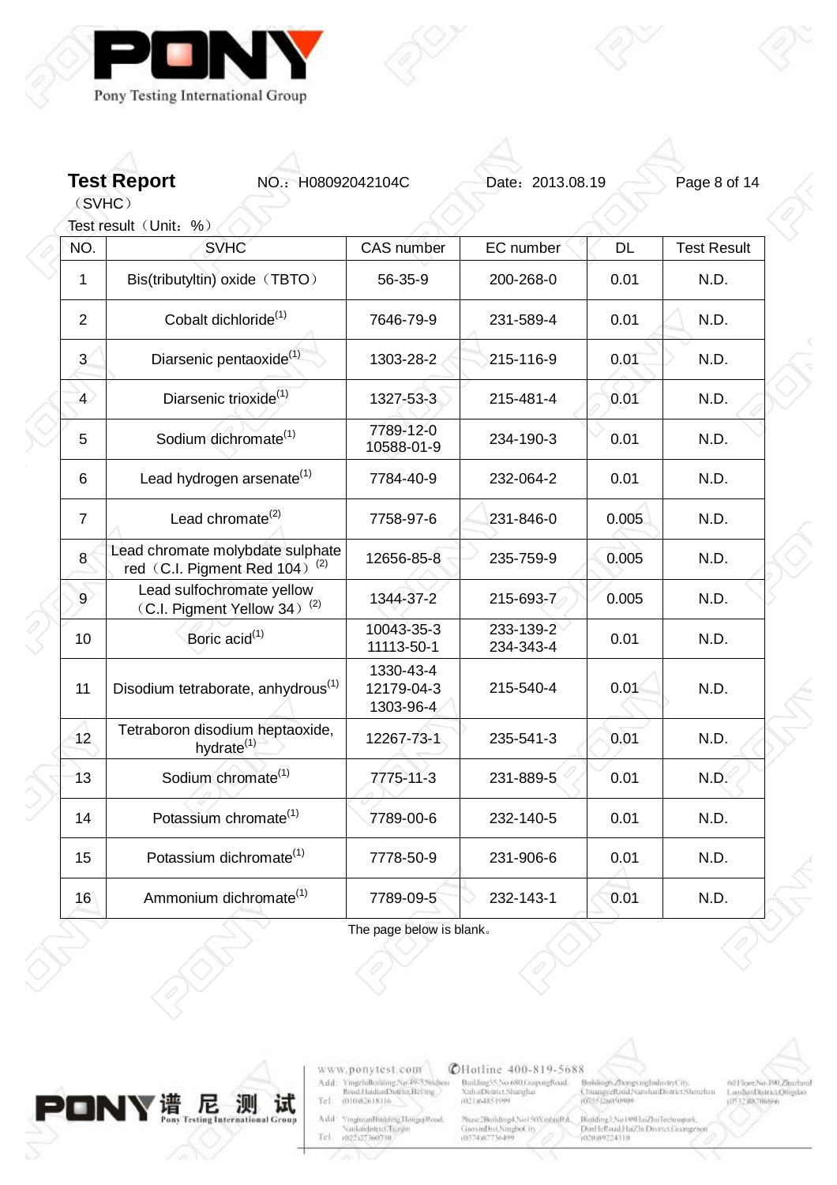**Test Report** NO.：H08092042104C Date：2013.08.19

（SVHC）

Test result（Unit：%）

| NO. | SVHC | CAS number | EC number | DL | Test Result |
|---|---|---|---|---|---|
| 1 | Bis(tributyltin) oxide（TBTO） | 56-35-9 | 200-268-0 | 0.01 | N.D. |
| 2 | Cobalt dichloride(1) | 7646-79-9 | 231-589-4 | 0.01 | N.D. |
| 3 | Diarsenic pentaoxide(1) | 1303-28-2 | 215-116-9 | 0.01 | N.D. |
| 4 | Diarsenic trioxide(1) | 1327-53-3 | 215-481-4 | 0.01 | N.D. |
| 5 | Sodium dichromate(1) | 7789-12-0<br>10588-01-9 | 234-190-3 | 0.01 | N.D. |
| 6 | Lead hydrogen arsenate(1) | 7784-40-9 | 232-064-2 | 0.01 | N.D. |
| 7 | Lead chromate(2) | 7758-97-6 | 231-846-0 | 0.005 | N.D. |
| 8 | Lead chromate molybdate sulphate red（C.I. Pigment Red 104）(2) | 12656-85-8 | 235-759-9 | 0.005 | N.D. |
| 9 | Lead sulfochromate yellow（C.I. Pigment Yellow 34）(2) | 1344-37-2 | 215-693-7 | 0.005 | N.D. |
| 10 | Boric acid(1) | 10043-35-3<br>11113-50-1 | 233-139-2<br>234-343-4 | 0.01 | N.D. |
| 11 | Disodium tetraborate, anhydrous(1) | 1330-43-4<br>12179-04-3<br>1303-96-4 | 215-540-4 | 0.01 | N.D. |
| 12 | Tetraboron disodium heptaoxide, hydrate(1) | 12267-73-1 | 235-541-3 | 0.01 | N.D. |
| 13 | Sodium chromate(1) | 7775-11-3 | 231-889-5 | 0.01 | N.D. |
| 14 | Potassium chromate(1) | 7789-00-6 | 232-140-5 | 0.01 | N.D. |
| 15 | Potassium dichromate(1) | 7778-50-9 | 231-906-6 | 0.01 | N.D. |
| 16 | Ammonium dichromate(1) | 7789-09-5 | 232-143-1 | 0.01 | N.D. |

The page below is blank。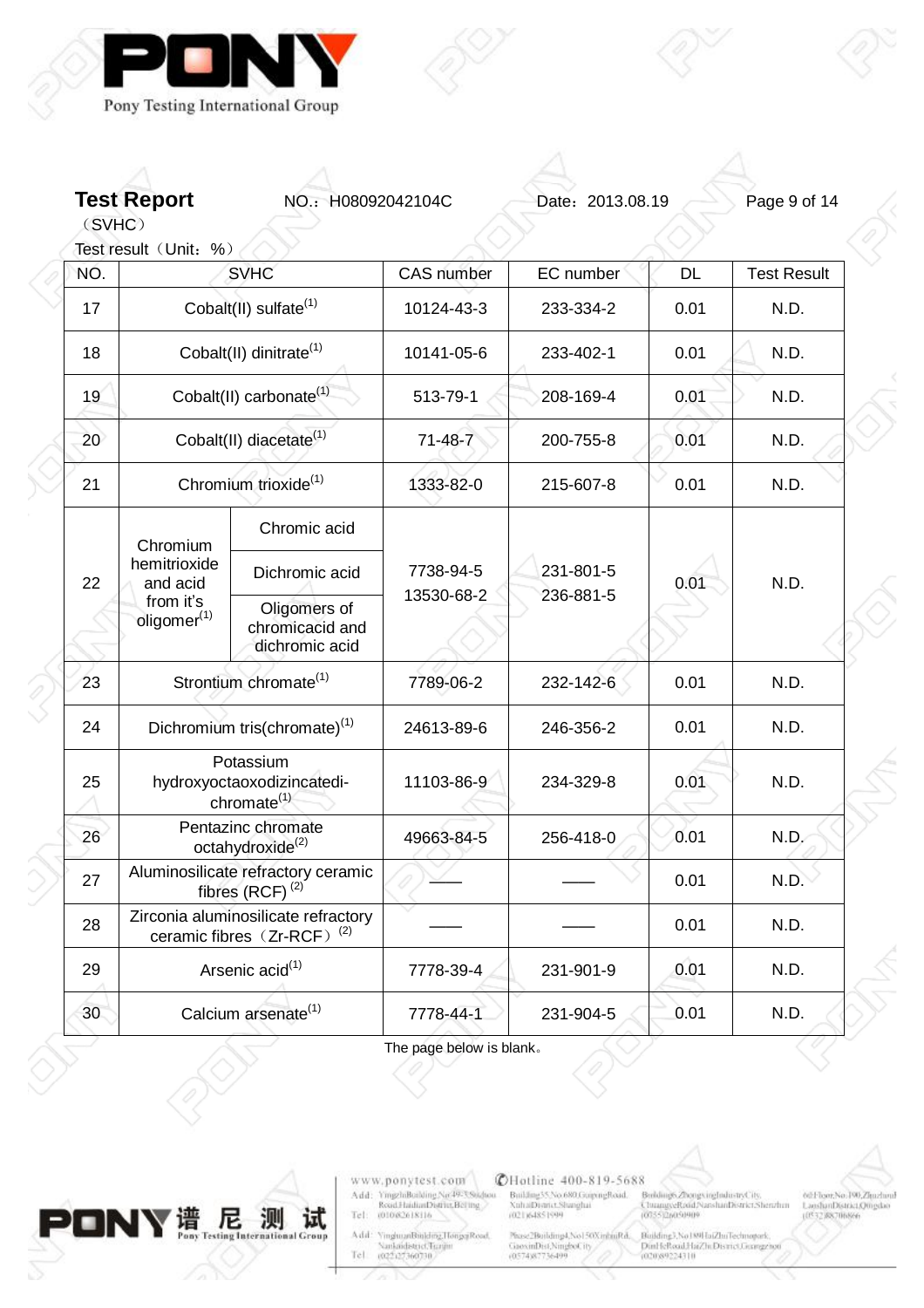**Test Report** NO.：H08092042104C Date：2013.08.19

（SVHC）

Test result（Unit：%）

| NO. | SVHC | | CAS number | EC number | DL | Test Result |
|---|---|---|---|---|---|---|
| 17 | Cobalt(II) sulfate(1) | | 10124-43-3 | 233-334-2 | 0.01 | N.D. |
| 18 | Cobalt(II) dinitrate(1) | | 10141-05-6 | 233-402-1 | 0.01 | N.D. |
| 19 | Cobalt(II) carbonate(1) | | 513-79-1 | 208-169-4 | 0.01 | N.D. |
| 20 | Cobalt(II) diacetate(1) | | 71-48-7 | 200-755-8 | 0.01 | N.D. |
| 21 | Chromium trioxide(1) | | 1333-82-0 | 215-607-8 | 0.01 | N.D. |
| 22 | Chromium hemitrioxide and acid from it's oligomer(1) | Chromic acid<br>Dichromic acid<br>Oligomers of chromicacid and dichromic acid | 7738-94-5<br>13530-68-2 | 231-801-5<br>236-881-5 | 0.01 | N.D. |
| 23 | Strontium chromate(1) | | 7789-06-2 | 232-142-6 | 0.01 | N.D. |
| 24 | Dichromium tris(chromate)(1) | | 24613-89-6 | 246-356-2 | 0.01 | N.D. |
| 25 | Potassium hydroxyoctaoxodizincatedi-chromate(1) | | 11103-86-9 | 234-329-8 | 0.01 | N.D. |
| 26 | Pentazinc chromate octahydroxide(2) | | 49663-84-5 | 256-418-0 | 0.01 | N.D. |
| 27 | Aluminosilicate refractory ceramic fibres (RCF) (2) | | —— | —— | 0.01 | N.D. |
| 28 | Zirconia aluminosilicate refractory ceramic fibres（Zr-RCF） (2) | | —— | —— | 0.01 | N.D. |
| 29 | Arsenic acid(1) | | 7778-39-4 | 231-901-9 | 0.01 | N.D. |
| 30 | Calcium arsenate(1) | | 7778-44-1 | 231-904-5 | 0.01 | N.D. |

The page below is blank。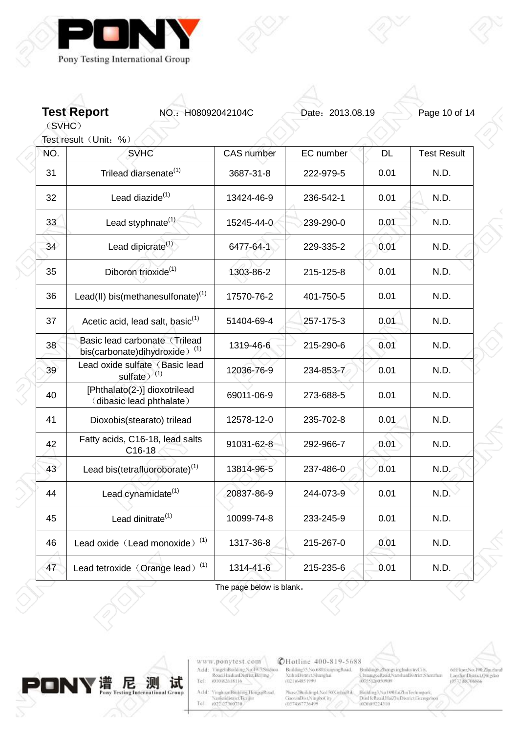**Test Report** NO.：H08092042104C Date：2013.08.19

（SVHC）

Test result（Unit：%）

| NO. | SVHC | CAS number | EC number | DL | Test Result |
|---|---|---|---|---|---|
| 31 | Trilead diarsenate(1) | 3687-31-8 | 222-979-5 | 0.01 | N.D. |
| 32 | Lead diazide(1) | 13424-46-9 | 236-542-1 | 0.01 | N.D. |
| 33 | Lead styphnate(1) | 15245-44-0 | 239-290-0 | 0.01 | N.D. |
| 34 | Lead dipicrate(1) | 6477-64-1 | 229-335-2 | 0.01 | N.D. |
| 35 | Diboron trioxide(1) | 1303-86-2 | 215-125-8 | 0.01 | N.D. |
| 36 | Lead(II) bis(methanesulfonate)(1) | 17570-76-2 | 401-750-5 | 0.01 | N.D. |
| 37 | Acetic acid, lead salt, basic(1) | 51404-69-4 | 257-175-3 | 0.01 | N.D. |
| 38 | Basic lead carbonate（Trilead bis(carbonate)dihydroxide）(1) | 1319-46-6 | 215-290-6 | 0.01 | N.D. |
| 39 | Lead oxide sulfate（Basic lead sulfate）(1) | 12036-76-9 | 234-853-7 | 0.01 | N.D. |
| 40 | [Phthalato(2-)] dioxotrilead（dibasic lead phthalate） | 69011-06-9 | 273-688-5 | 0.01 | N.D. |
| 41 | Dioxobis(stearato) trilead | 12578-12-0 | 235-702-8 | 0.01 | N.D. |
| 42 | Fatty acids, C16-18, lead salts C16-18 | 91031-62-8 | 292-966-7 | 0.01 | N.D. |
| 43 | Lead bis(tetrafluoroborate)(1) | 13814-96-5 | 237-486-0 | 0.01 | N.D. |
| 44 | Lead cynamidate(1) | 20837-86-9 | 244-073-9 | 0.01 | N.D. |
| 45 | Lead dinitrate(1) | 10099-74-8 | 233-245-9 | 0.01 | N.D. |
| 46 | Lead oxide（Lead monoxide）(1) | 1317-36-8 | 215-267-0 | 0.01 | N.D. |
| 47 | Lead tetroxide（Orange lead）(1) | 1314-41-6 | 215-235-6 | 0.01 | N.D. |

The page below is blank。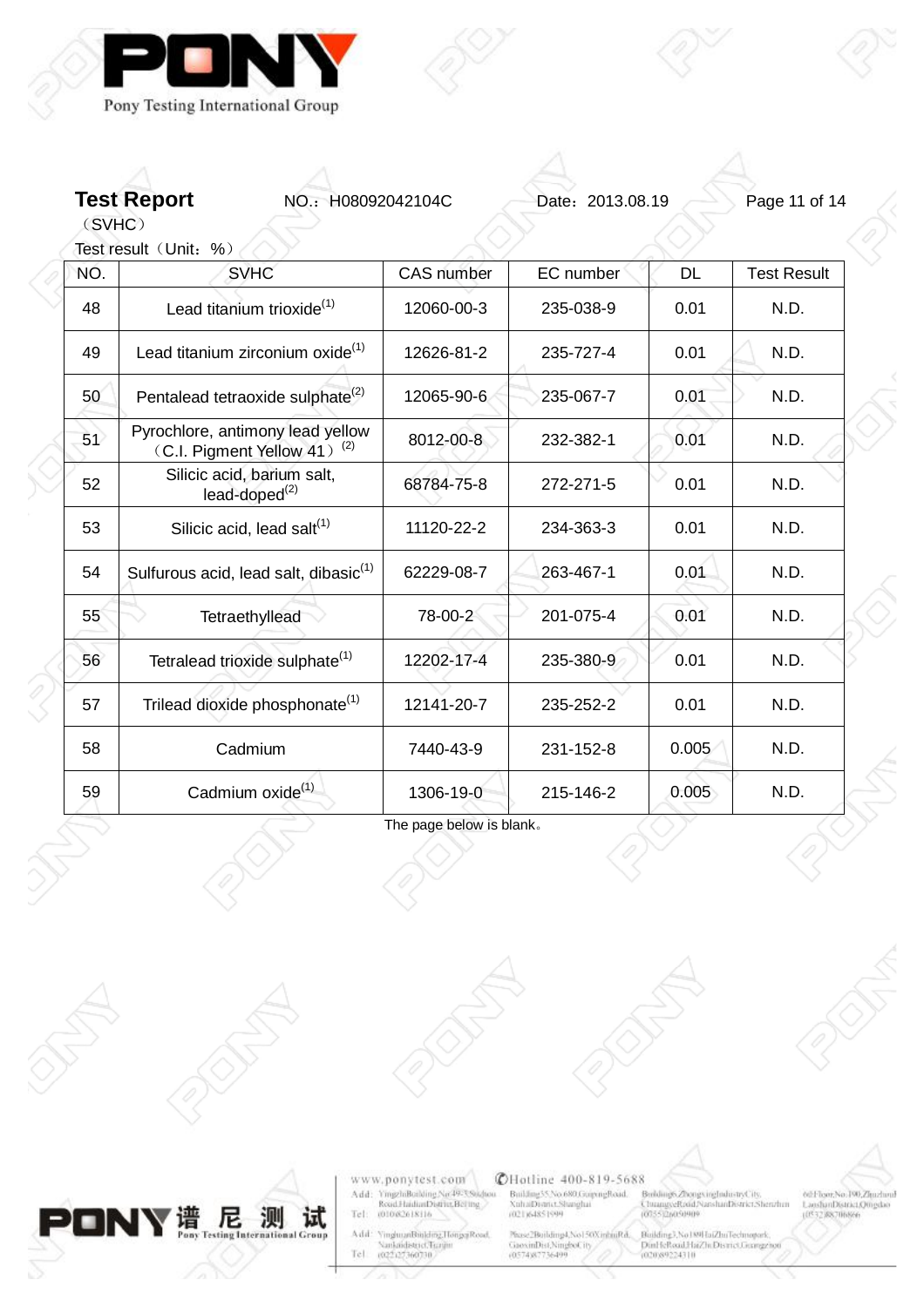**Test Report** NO.：H08092042104C Date：2013.08.19

（SVHC）

Test result（Unit：%）

| NO. | SVHC | CAS number | EC number | DL | Test Result |
|---|---|---|---|---|---|
| 48 | Lead titanium trioxide(1) | 12060-00-3 | 235-038-9 | 0.01 | N.D. |
| 49 | Lead titanium zirconium oxide(1) | 12626-81-2 | 235-727-4 | 0.01 | N.D. |
| 50 | Pentalead tetraoxide sulphate(2) | 12065-90-6 | 235-067-7 | 0.01 | N.D. |
| 51 | Pyrochlore, antimony lead yellow （C.I. Pigment Yellow 41） (2) | 8012-00-8 | 232-382-1 | 0.01 | N.D. |
| 52 | Silicic acid, barium salt, lead-doped(2) | 68784-75-8 | 272-271-5 | 0.01 | N.D. |
| 53 | Silicic acid, lead salt(1) | 11120-22-2 | 234-363-3 | 0.01 | N.D. |
| 54 | Sulfurous acid, lead salt, dibasic(1) | 62229-08-7 | 263-467-1 | 0.01 | N.D. |
| 55 | Tetraethyllead | 78-00-2 | 201-075-4 | 0.01 | N.D. |
| 56 | Tetralead trioxide sulphate(1) | 12202-17-4 | 235-380-9 | 0.01 | N.D. |
| 57 | Trilead dioxide phosphonate(1) | 12141-20-7 | 235-252-2 | 0.01 | N.D. |
| 58 | Cadmium | 7440-43-9 | 231-152-8 | 0.005 | N.D. |
| 59 | Cadmium oxide(1) | 1306-19-0 | 215-146-2 | 0.005 | N.D. |

The page below is blank。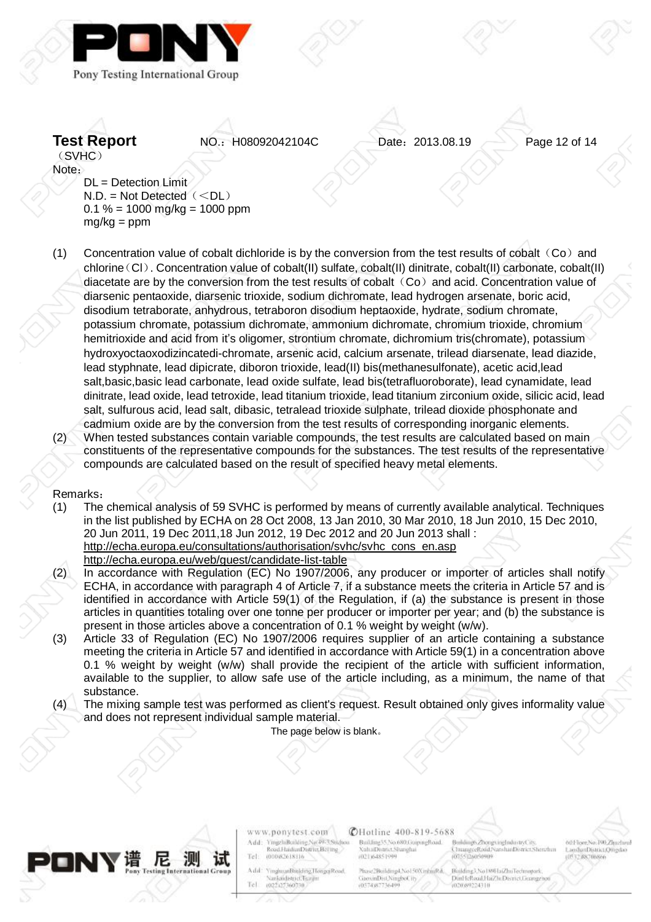**Test Report** NO.：H08092042104C Date：2013.08.19

（SVHC）

Note：

DL = Detection Limit
N.D. = Not Detected（＜DL）
0.1 % = 1000 mg/kg = 1000 ppm
mg/kg = ppm

(1) Concentration value of cobalt dichloride is by the conversion from the test results of cobalt（Co）and chlorine（Cl）. Concentration value of cobalt(II) sulfate, cobalt(II) dinitrate, cobalt(II) carbonate, cobalt(II) diacetate are by the conversion from the test results of cobalt（Co）and acid. Concentration value of diarsenic pentaoxide, diarsenic trioxide, sodium dichromate, lead hydrogen arsenate, boric acid, disodium tetraborate, anhydrous, tetraboron disodium heptaoxide, hydrate, sodium chromate, potassium chromate, potassium dichromate, ammonium dichromate, chromium trioxide, chromium hemitrioxide and acid from it's oligomer, strontium chromate, dichromium tris(chromate), potassium hydroxyoctaoxodizincatedi-chromate, arsenic acid, calcium arsenate, trilead diarsenate, lead diazide, lead styphnate, lead dipicrate, diboron trioxide, lead(II) bis(methanesulfonate), acetic acid,lead salt,basic,basic lead carbonate, lead oxide sulfate, lead bis(tetrafluoroborate), lead cynamidate, lead dinitrate, lead oxide, lead tetroxide, lead titanium trioxide, lead titanium zirconium oxide, silicic acid, lead salt, sulfurous acid, lead salt, dibasic, tetralead trioxide sulphate, trilead dioxide phosphonate and cadmium oxide are by the conversion from the test results of corresponding inorganic elements.
(2) When tested substances contain variable compounds, the test results are calculated based on main constituents of the representative compounds for the substances. The test results of the representative compounds are calculated based on the result of specified heavy metal elements.

Remarks：

(1) The chemical analysis of 59 SVHC is performed by means of currently available analytical. Techniques in the list published by ECHA on 28 Oct 2008, 13 Jan 2010, 30 Mar 2010, 18 Jun 2010, 15 Dec 2010, 20 Jun 2011, 19 Dec 2011,18 Jun 2012, 19 Dec 2012 and 20 Jun 2013 shall :
http://echa.europa.eu/consultations/authorisation/svhc/svhc_cons_en.asp
http://echa.europa.eu/web/guest/candidate-list-table
(2) In accordance with Regulation (EC) No 1907/2006, any producer or importer of articles shall notify ECHA, in accordance with paragraph 4 of Article 7, if a substance meets the criteria in Article 57 and is identified in accordance with Article 59(1) of the Regulation, if (a) the substance is present in those articles in quantities totaling over one tonne per producer or importer per year; and (b) the substance is present in those articles above a concentration of 0.1 % weight by weight (w/w).
(3) Article 33 of Regulation (EC) No 1907/2006 requires supplier of an article containing a substance meeting the criteria in Article 57 and identified in accordance with Article 59(1) in a concentration above 0.1 % weight by weight (w/w) shall provide the recipient of the article with sufficient information, available to the supplier, to allow safe use of the article including, as a minimum, the name of that substance.
(4) The mixing sample test was performed as client's request. Result obtained only gives informality value and does not represent individual sample material.

The page below is blank。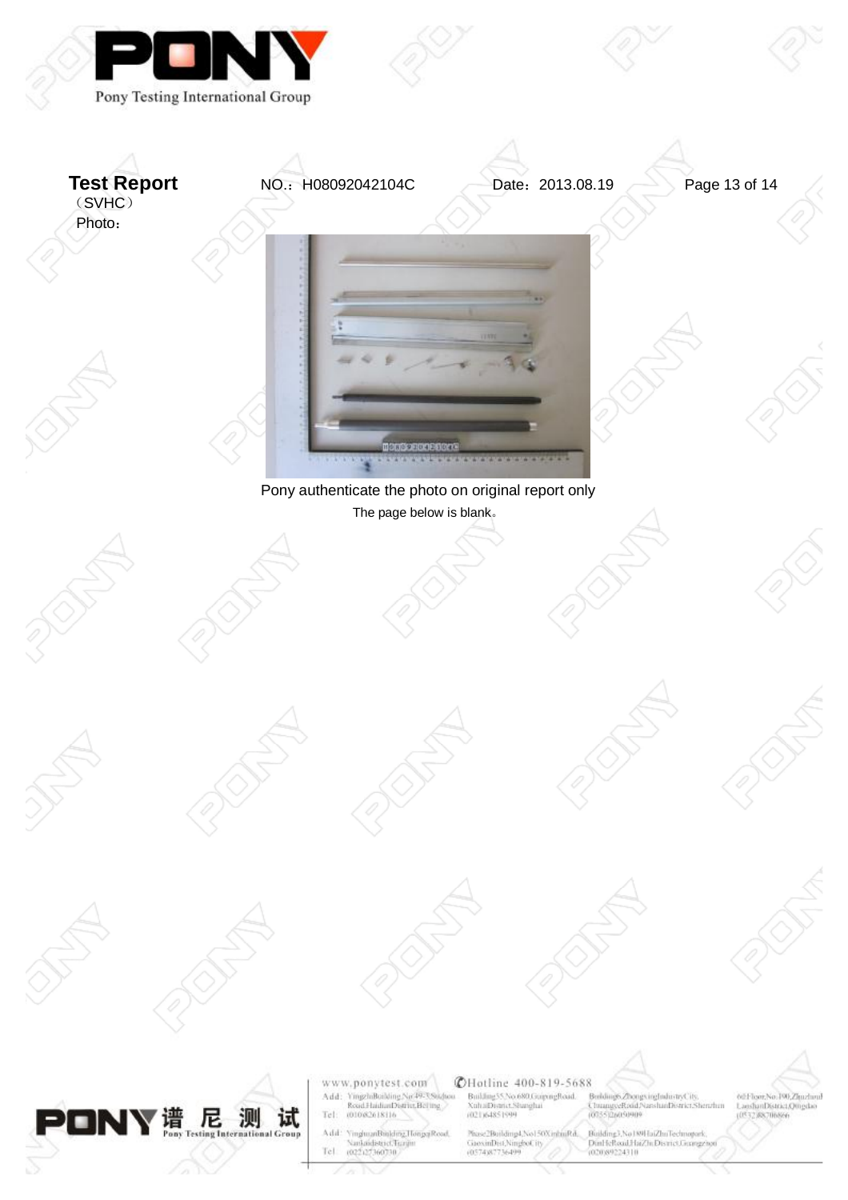**Test Report** NO.：H08092042104C Date：2013.08.19

（SVHC）

Photo：

Pony authenticate the photo on original report only

The page below is blank。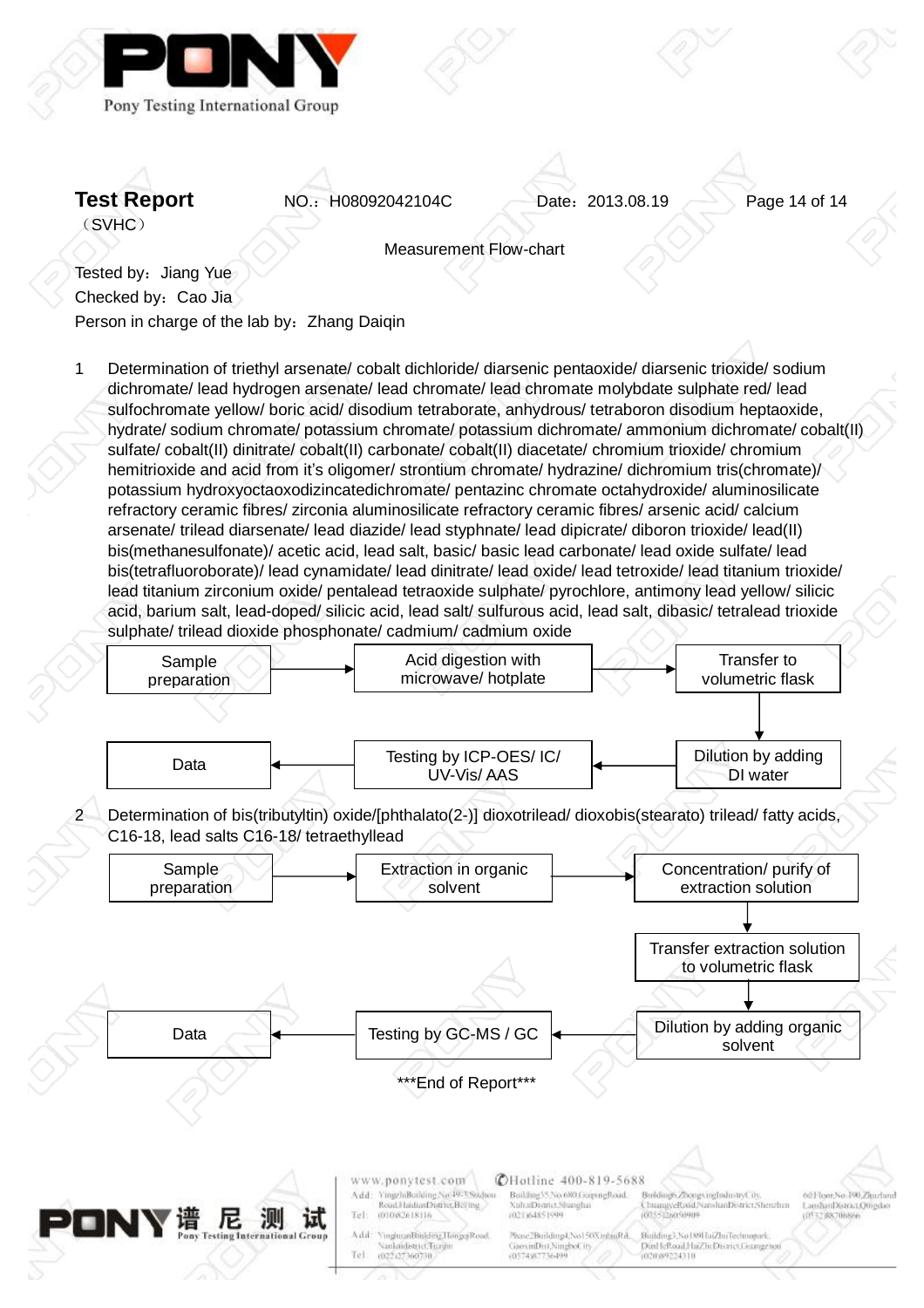**Test Report** NO.：H08092042104C Date：2013.08.19
（SVHC）

Measurement Flow-chart

Tested by：Jiang Yue
Checked by：Cao Jia
Person in charge of the lab by：Zhang Daiqin

1 Determination of triethyl arsenate/ cobalt dichloride/ diarsenic pentaoxide/ diarsenic trioxide/ sodium dichromate/ lead hydrogen arsenate/ lead chromate/ lead chromate molybdate sulphate red/ lead sulfochromate yellow/ boric acid/ disodium tetraborate, anhydrous/ tetraboron disodium heptaoxide, hydrate/ sodium chromate/ potassium chromate/ potassium dichromate/ ammonium dichromate/ cobalt(II) sulfate/ cobalt(II) dinitrate/ cobalt(II) carbonate/ cobalt(II) diacetate/ chromium trioxide/ chromium hemitrioxide and acid from it's oligomer/ strontium chromate/ hydrazine/ dichromium tris(chromate)/ potassium hydroxyoctaoxodizincatedichromate/ pentazinc chromate octahydroxide/ aluminosilicate refractory ceramic fibres/ zirconia aluminosilicate refractory ceramic fibres/ arsenic acid/ calcium arsenate/ trilead diarsenate/ lead diazide/ lead styphnate/ lead dipicrate/ diboron trioxide/ lead(II) bis(methanesulfonate)/ acetic acid, lead salt, basic/ basic lead carbonate/ lead oxide sulfate/ lead bis(tetrafluoroborate)/ lead cynamidate/ lead dinitrate/ lead oxide/ lead tetroxide/ lead titanium trioxide/ lead titanium zirconium oxide/ pentalead tetraoxide sulphate/ pyrochlore, antimony lead yellow/ silicic acid, barium salt, lead-doped/ silicic acid, lead salt/ sulfurous acid, lead salt, dibasic/ tetralead trioxide sulphate/ trilead dioxide phosphonate/ cadmium/ cadmium oxide

Sample preparation → Acid digestion with microwave/ hotplate → Transfer to volumetric flask → Dilution by adding DI water → Testing by ICP-OES/ IC/ UV-Vis/ AAS → Data

2 Determination of bis(tributyltin) oxide/[phthalato(2-)] dioxotrilead/ dioxobis(stearato) trilead/ fatty acids, C16-18, lead salts C16-18/ tetraethyllead

Sample preparation → Extraction in organic solvent → Concentration/ purify of extraction solution → Transfer extraction solution to volumetric flask → Dilution by adding organic solvent → Testing by GC-MS / GC → Data

\*\*\*End of Report\*\*\*